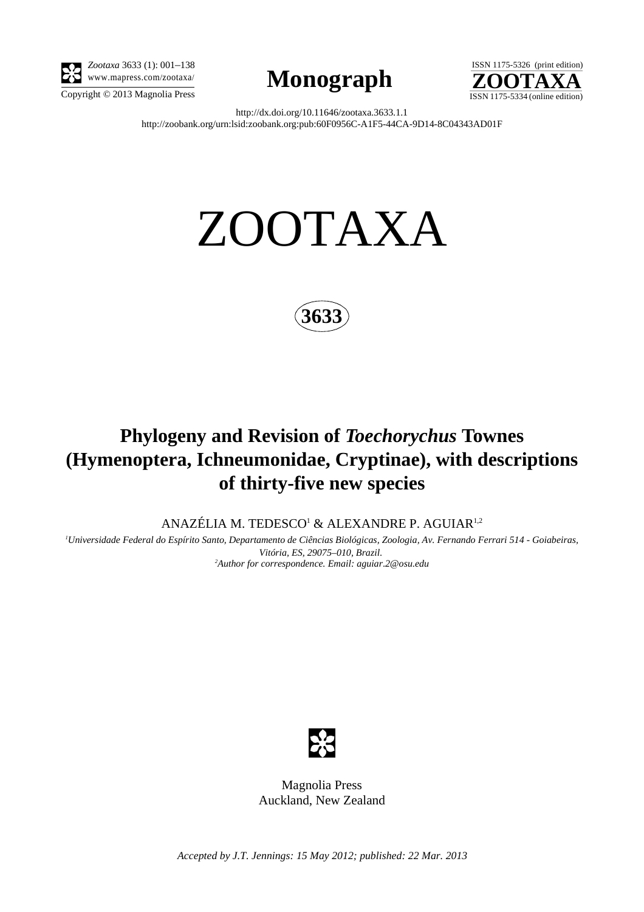*Zootaxa* 3633 (1): 001–138
www.mapress.com/zootaxa/
Copyright © 2013 Magnolia Press

**Monograph**

ISSN 1175-5326 (print edition)
**ZOOTAXA**
ISSN 1175-5334 (online edition)

http://dx.doi.org/10.11646/zootaxa.3633.1.1
http://zoobank.org/urn:lsid:zoobank.org:pub:60F0956C-A1F5-44CA-9D14-8C04343AD01F

# ZOOTAXA

**3633**

## Phylogeny and Revision of *Toechorychus* Townes (Hymenoptera, Ichneumonidae, Cryptinae), with descriptions of thirty-five new species

ANAZÉLIA M. TEDESCO[1] & ALEXANDRE P. AGUIAR[1,2]

[1]*Universidade Federal do Espírito Santo, Departamento de Ciências Biológicas, Zoologia, Av. Fernando Ferrari 514 - Goiabeiras, Vitória, ES, 29075–010, Brazil.*
[2]*Author for correspondence. Email: aguiar.2@osu.edu*

Magnolia Press
Auckland, New Zealand

*Accepted by J.T. Jennings: 15 May 2012; published: 22 Mar. 2013*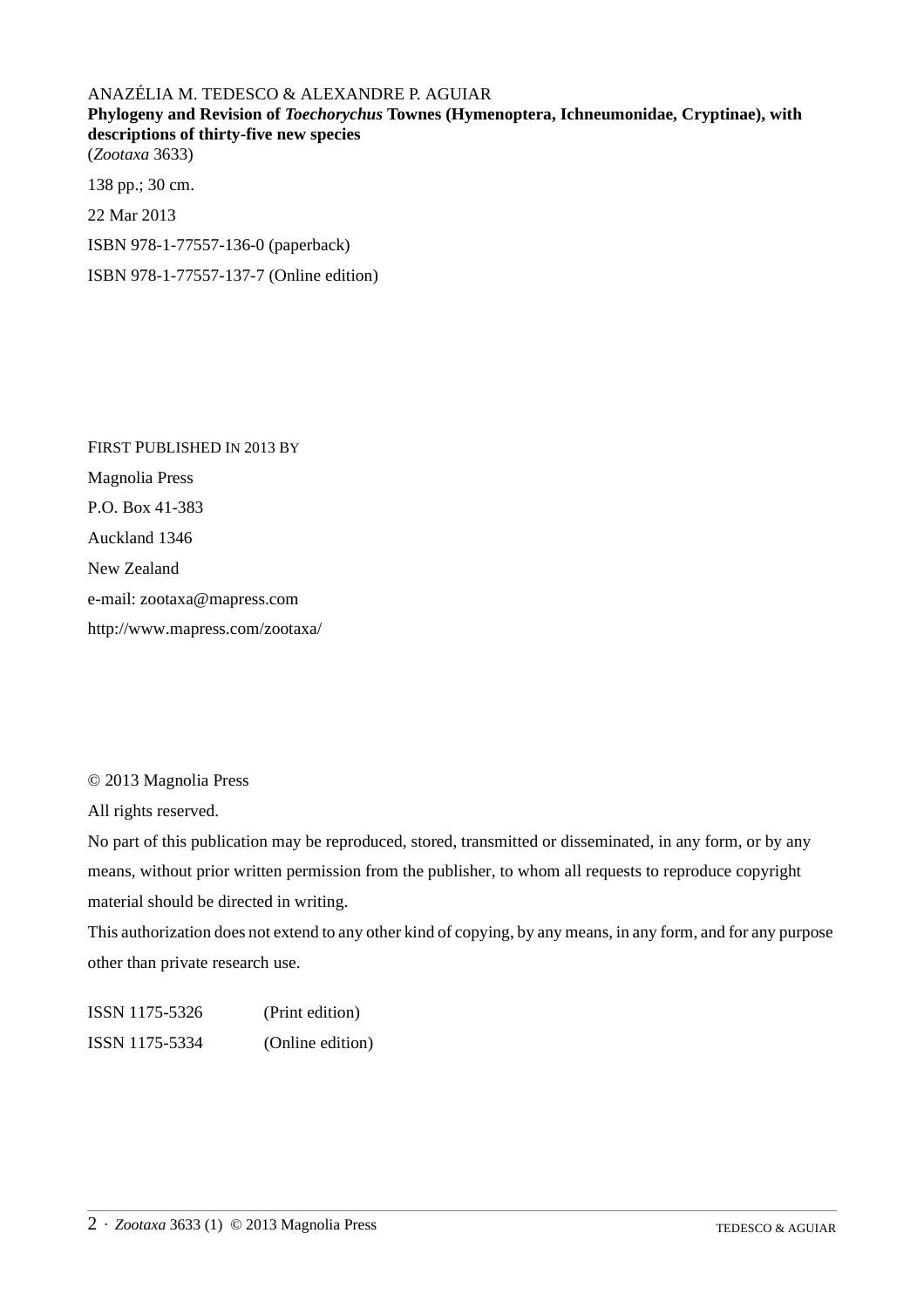ANAZÉLIA M. TEDESCO & ALEXANDRE P. AGUIAR

**Phylogeny and Revision of *Toechorychus* Townes (Hymenoptera, Ichneumonidae, Cryptinae), with descriptions of thirty-five new species**

(*Zootaxa* 3633)

138 pp.; 30 cm.

22 Mar 2013

ISBN 978-1-77557-136-0 (paperback)

ISBN 978-1-77557-137-7 (Online edition)

FIRST PUBLISHED IN 2013 BY

Magnolia Press

P.O. Box 41-383

Auckland 1346

New Zealand

e-mail: zootaxa@mapress.com

http://www.mapress.com/zootaxa/

© 2013 Magnolia Press

All rights reserved.

No part of this publication may be reproduced, stored, transmitted or disseminated, in any form, or by any means, without prior written permission from the publisher, to whom all requests to reproduce copyright material should be directed in writing.

This authorization does not extend to any other kind of copying, by any means, in any form, and for any purpose other than private research use.

ISSN 1175-5326 (Print edition)

ISSN 1175-5334 (Online edition)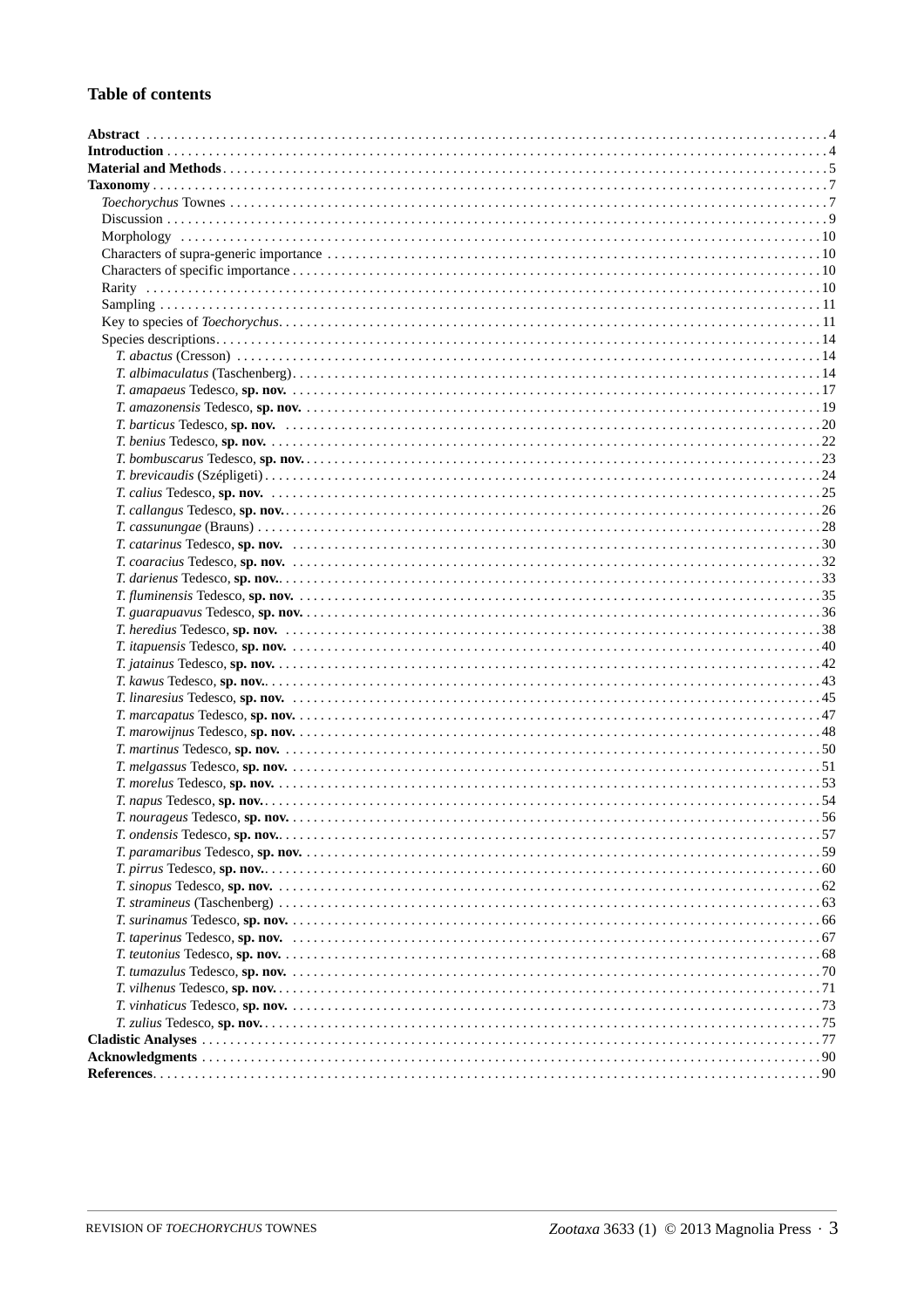## Table of contents

**Abstract** . . . 4
**Introduction** . . . 4
**Material and Methods** . . . 5
**Taxonomy** . . . 7
- *Toechorychus* Townes . . . 7
- Discussion . . . 9
- Morphology . . . 10
- Characters of supra-generic importance . . . 10
- Characters of specific importance . . . 10
- Rarity . . . 10
- Sampling . . . 11
- Key to species of *Toechorychus* . . . 11
- Species descriptions . . . 14
  - *T. abactus* (Cresson) . . . 14
  - *T. albimaculatus* (Taschenberg) . . . 14
  - *T. amapaeus* Tedesco, **sp. nov.** . . . 17
  - *T. amazonensis* Tedesco, **sp. nov.** . . . 19
  - *T. barticus* Tedesco, **sp. nov.** . . . 20
  - *T. benius* Tedesco, **sp. nov.** . . . 22
  - *T. bombuscarus* Tedesco, **sp. nov.** . . . 23
  - *T. brevicaudis* (Szépligeti) . . . 24
  - *T. calius* Tedesco, **sp. nov.** . . . 25
  - *T. callangus* Tedesco, **sp. nov.** . . . 26
  - *T. cassunungae* (Brauns) . . . 28
  - *T. catarinus* Tedesco, **sp. nov.** . . . 30
  - *T. coaracius* Tedesco, **sp. nov.** . . . 32
  - *T. darienus* Tedesco, **sp. nov.** . . . 33
  - *T. fluminensis* Tedesco, **sp. nov.** . . . 35
  - *T. guarapuavus* Tedesco, **sp. nov.** . . . 36
  - *T. heredius* Tedesco, **sp. nov.** . . . 38
  - *T. itapuensis* Tedesco, **sp. nov.** . . . 40
  - *T. jatainus* Tedesco, **sp. nov.** . . . 42
  - *T. kawus* Tedesco, **sp. nov.** . . . 43
  - *T. linaresius* Tedesco, **sp. nov.** . . . 45
  - *T. marcapatus* Tedesco, **sp. nov.** . . . 47
  - *T. marowijnus* Tedesco, **sp. nov.** . . . 48
  - *T. martinus* Tedesco, **sp. nov.** . . . 50
  - *T. melgassus* Tedesco, **sp. nov.** . . . 51
  - *T. morelus* Tedesco, **sp. nov.** . . . 53
  - *T. napus* Tedesco, **sp. nov.** . . . 54
  - *T. nourageus* Tedesco, **sp. nov.** . . . 56
  - *T. ondensis* Tedesco, **sp. nov.** . . . 57
  - *T. paramaribus* Tedesco, **sp. nov.** . . . 59
  - *T. pirrus* Tedesco, **sp. nov.** . . . 60
  - *T. sinopus* Tedesco, **sp. nov.** . . . 62
  - *T. stramineus* (Taschenberg) . . . 63
  - *T. surinamus* Tedesco, **sp. nov.** . . . 66
  - *T. taperinus* Tedesco, **sp. nov.** . . . 67
  - *T. teutonius* Tedesco, **sp. nov.** . . . 68
  - *T. tumazulus* Tedesco, **sp. nov.** . . . 70
  - *T. vilhenus* Tedesco, **sp. nov.** . . . 71
  - *T. vinhaticus* Tedesco, **sp. nov.** . . . 73
  - *T. zulius* Tedesco, **sp. nov.** . . . 75

**Cladistic Analyses** . . . 77
**Acknowledgments** . . . 90
**References** . . . 90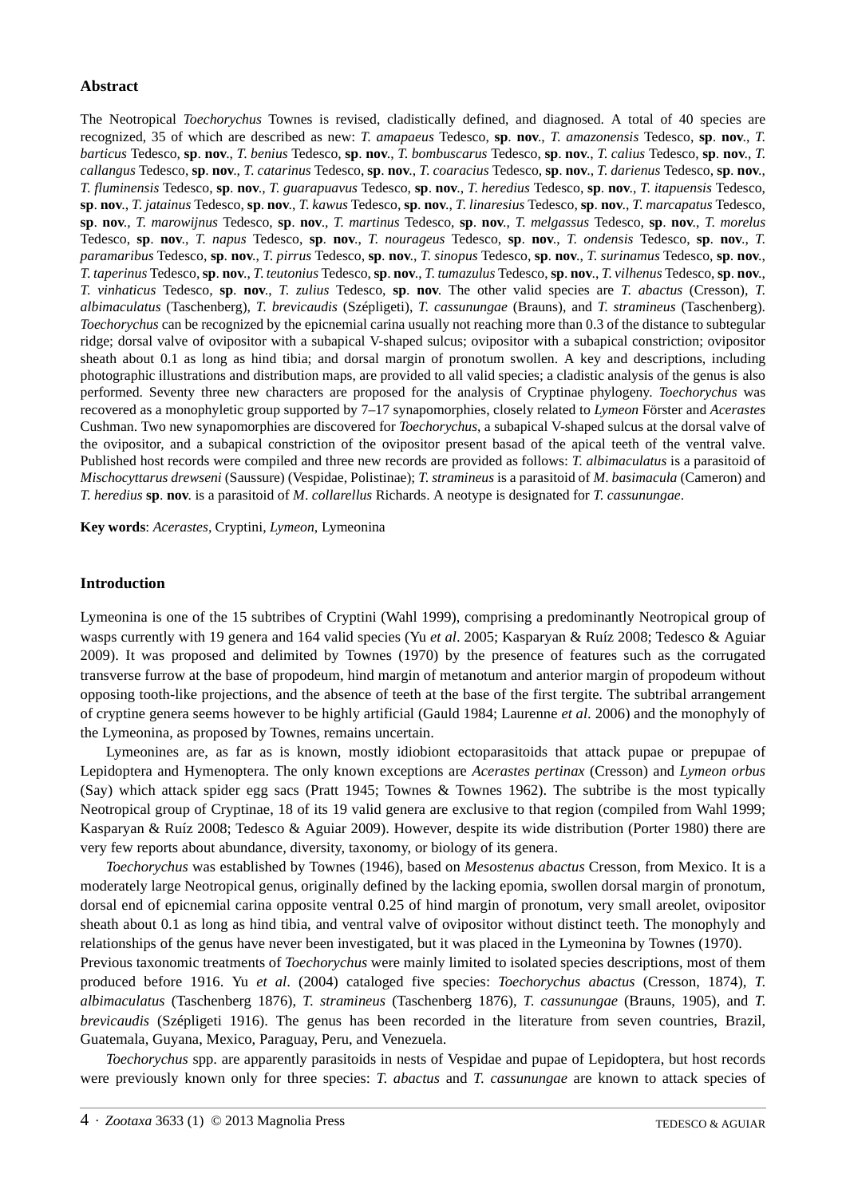## Abstract

The Neotropical *Toechorychus* Townes is revised, cladistically defined, and diagnosed. A total of 40 species are recognized, 35 of which are described as new: *T. amapaeus* Tedesco, **sp**. **nov**., *T. amazonensis* Tedesco, **sp**. **nov**., *T. barticus* Tedesco, **sp**. **nov**., *T. benius* Tedesco, **sp**. **nov**., *T. bombuscarus* Tedesco, **sp**. **nov**., *T. calius* Tedesco, **sp**. **nov**., *T. callangus* Tedesco, **sp**. **nov**., *T. catarinus* Tedesco, **sp**. **nov**., *T. coaracius* Tedesco, **sp**. **nov**., *T. darienus* Tedesco, **sp**. **nov**., *T. fluminensis* Tedesco, **sp**. **nov**., *T. guarapuavus* Tedesco, **sp**. **nov**., *T. heredius* Tedesco, **sp**. **nov**., *T. itapuensis* Tedesco, **sp**. **nov**., *T. jatainus* Tedesco, **sp**. **nov**., *T. kawus* Tedesco, **sp**. **nov**., *T. linaresius* Tedesco, **sp**. **nov**., *T. marcapatus* Tedesco, **sp**. **nov**., *T. marowijnus* Tedesco, **sp**. **nov**., *T. martinus* Tedesco, **sp**. **nov**., *T. melgassus* Tedesco, **sp**. **nov**., *T. morelus* Tedesco, **sp**. **nov**., *T. napus* Tedesco, **sp**. **nov**., *T. nourageus* Tedesco, **sp**. **nov**., *T. ondensis* Tedesco, **sp**. **nov**., *T. paramaribus* Tedesco, **sp**. **nov**., *T. pirrus* Tedesco, **sp**. **nov**., *T. sinopus* Tedesco, **sp**. **nov**., *T. surinamus* Tedesco, **sp**. **nov**., *T. taperinus* Tedesco, **sp**. **nov**., *T. teutonius* Tedesco, **sp**. **nov**., *T. tumazulus* Tedesco, **sp**. **nov**., *T. vilhenus* Tedesco, **sp**. **nov**., *T. vinhaticus* Tedesco, **sp**. **nov**., *T. zulius* Tedesco, **sp**. **nov**. The other valid species are *T. abactus* (Cresson), *T. albimaculatus* (Taschenberg), *T. brevicaudis* (Szépligeti), *T. cassunungae* (Brauns), and *T. stramineus* (Taschenberg). *Toechorychus* can be recognized by the epicnemial carina usually not reaching more than 0.3 of the distance to subtegular ridge; dorsal valve of ovipositor with a subapical V-shaped sulcus; ovipositor with a subapical constriction; ovipositor sheath about 0.1 as long as hind tibia; and dorsal margin of pronotum swollen. A key and descriptions, including photographic illustrations and distribution maps, are provided to all valid species; a cladistic analysis of the genus is also performed. Seventy three new characters are proposed for the analysis of Cryptinae phylogeny. *Toechorychus* was recovered as a monophyletic group supported by 7–17 synapomorphies, closely related to *Lymeon* Förster and *Acerastes* Cushman. Two new synapomorphies are discovered for *Toechorychus*, a subapical V-shaped sulcus at the dorsal valve of the ovipositor, and a subapical constriction of the ovipositor present basad of the apical teeth of the ventral valve. Published host records were compiled and three new records are provided as follows: *T. albimaculatus* is a parasitoid of *Mischocyttarus drewseni* (Saussure) (Vespidae, Polistinae); *T. stramineus* is a parasitoid of *M. basimacula* (Cameron) and *T. heredius* **sp**. **nov**. is a parasitoid of *M*. *collarellus* Richards. A neotype is designated for *T. cassunungae*.

**Key words**: *Acerastes*, Cryptini, *Lymeon*, Lymeonina

## Introduction

Lymeonina is one of the 15 subtribes of Cryptini (Wahl 1999), comprising a predominantly Neotropical group of wasps currently with 19 genera and 164 valid species (Yu *et al*. 2005; Kasparyan & Ruíz 2008; Tedesco & Aguiar 2009). It was proposed and delimited by Townes (1970) by the presence of features such as the corrugated transverse furrow at the base of propodeum, hind margin of metanotum and anterior margin of propodeum without opposing tooth-like projections, and the absence of teeth at the base of the first tergite. The subtribal arrangement of cryptine genera seems however to be highly artificial (Gauld 1984; Laurenne *et al*. 2006) and the monophyly of the Lymeonina, as proposed by Townes, remains uncertain.

Lymeonines are, as far as is known, mostly idiobiont ectoparasitoids that attack pupae or prepupae of Lepidoptera and Hymenoptera. The only known exceptions are *Acerastes pertinax* (Cresson) and *Lymeon orbus* (Say) which attack spider egg sacs (Pratt 1945; Townes & Townes 1962). The subtribe is the most typically Neotropical group of Cryptinae, 18 of its 19 valid genera are exclusive to that region (compiled from Wahl 1999; Kasparyan & Ruíz 2008; Tedesco & Aguiar 2009). However, despite its wide distribution (Porter 1980) there are very few reports about abundance, diversity, taxonomy, or biology of its genera.

*Toechorychus* was established by Townes (1946), based on *Mesostenus abactus* Cresson, from Mexico. It is a moderately large Neotropical genus, originally defined by the lacking epomia, swollen dorsal margin of pronotum, dorsal end of epicnemial carina opposite ventral 0.25 of hind margin of pronotum, very small areolet, ovipositor sheath about 0.1 as long as hind tibia, and ventral valve of ovipositor without distinct teeth. The monophyly and relationships of the genus have never been investigated, but it was placed in the Lymeonina by Townes (1970).

Previous taxonomic treatments of *Toechorychus* were mainly limited to isolated species descriptions, most of them produced before 1916. Yu *et al*. (2004) cataloged five species: *Toechorychus abactus* (Cresson, 1874), *T. albimaculatus* (Taschenberg 1876), *T. stramineus* (Taschenberg 1876), *T. cassunungae* (Brauns, 1905), and *T. brevicaudis* (Szépligeti 1916). The genus has been recorded in the literature from seven countries, Brazil, Guatemala, Guyana, Mexico, Paraguay, Peru, and Venezuela.

*Toechorychus* spp. are apparently parasitoids in nests of Vespidae and pupae of Lepidoptera, but host records were previously known only for three species: *T. abactus* and *T. cassunungae* are known to attack species of